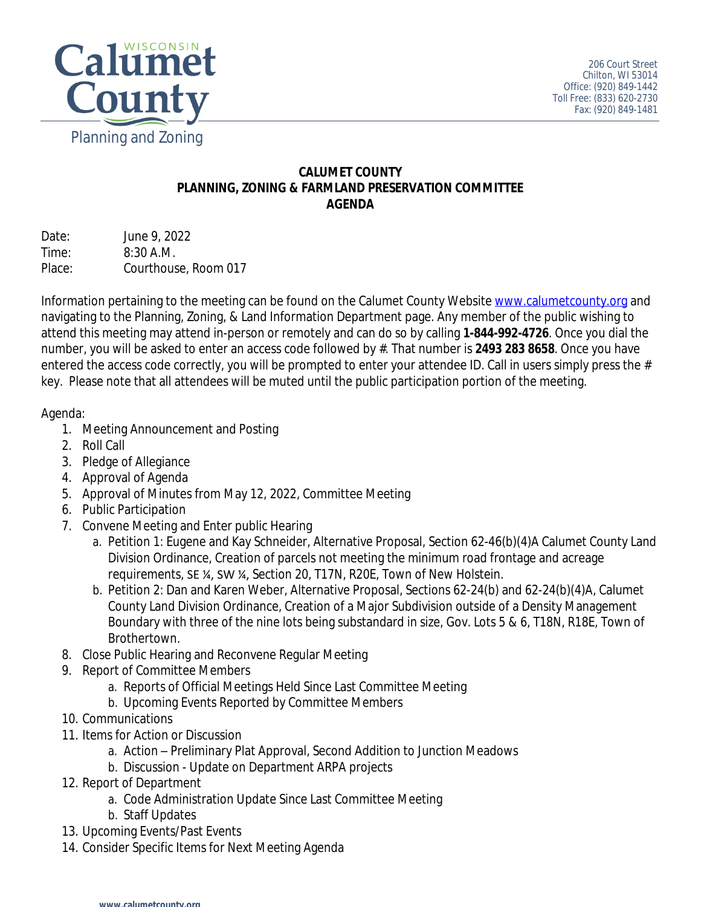Calumet County Planning and Zoning

206 Court Street
Chilton, WI 53014
Office: (920) 849-1442
Toll Free: (833) 620-2730
Fax: (920) 849-1481

# CALUMET COUNTY
## PLANNING, ZONING & FARMLAND PRESERVATION COMMITTEE
## AGENDA

Date: June 9, 2022
Time: 8:30 A.M.
Place: Courthouse, Room 017

Information pertaining to the meeting can be found on the Calumet County Website www.calumetcounty.org and navigating to the Planning, Zoning, & Land Information Department page. Any member of the public wishing to attend this meeting may attend in-person or remotely and can do so by calling **1-844-992-4726**. Once you dial the number, you will be asked to enter an access code followed by #. That number is **2493 283 8658**. Once you have entered the access code correctly, you will be prompted to enter your attendee ID. Call in users simply press the # key. Please note that all attendees will be muted until the public participation portion of the meeting.

Agenda:

1. Meeting Announcement and Posting
2. Roll Call
3. Pledge of Allegiance
4. Approval of Agenda
5. Approval of Minutes from May 12, 2022, Committee Meeting
6. Public Participation
7. Convene Meeting and Enter public Hearing
   a. Petition 1: Eugene and Kay Schneider, Alternative Proposal, Section 62-46(b)(4)A Calumet County Land Division Ordinance, Creation of parcels not meeting the minimum road frontage and acreage requirements, SE ¼, SW ¼, Section 20, T17N, R20E, Town of New Holstein.
   b. Petition 2: Dan and Karen Weber, Alternative Proposal, Sections 62-24(b) and 62-24(b)(4)A, Calumet County Land Division Ordinance, Creation of a Major Subdivision outside of a Density Management Boundary with three of the nine lots being substandard in size, Gov. Lots 5 & 6, T18N, R18E, Town of Brothertown.
8. Close Public Hearing and Reconvene Regular Meeting
9. Report of Committee Members
   a. Reports of Official Meetings Held Since Last Committee Meeting
   b. Upcoming Events Reported by Committee Members
10. Communications
11. Items for Action or Discussion
    a. Action – Preliminary Plat Approval, Second Addition to Junction Meadows
    b. Discussion - Update on Department ARPA projects
12. Report of Department
    a. Code Administration Update Since Last Committee Meeting
    b. Staff Updates
13. Upcoming Events/Past Events
14. Consider Specific Items for Next Meeting Agenda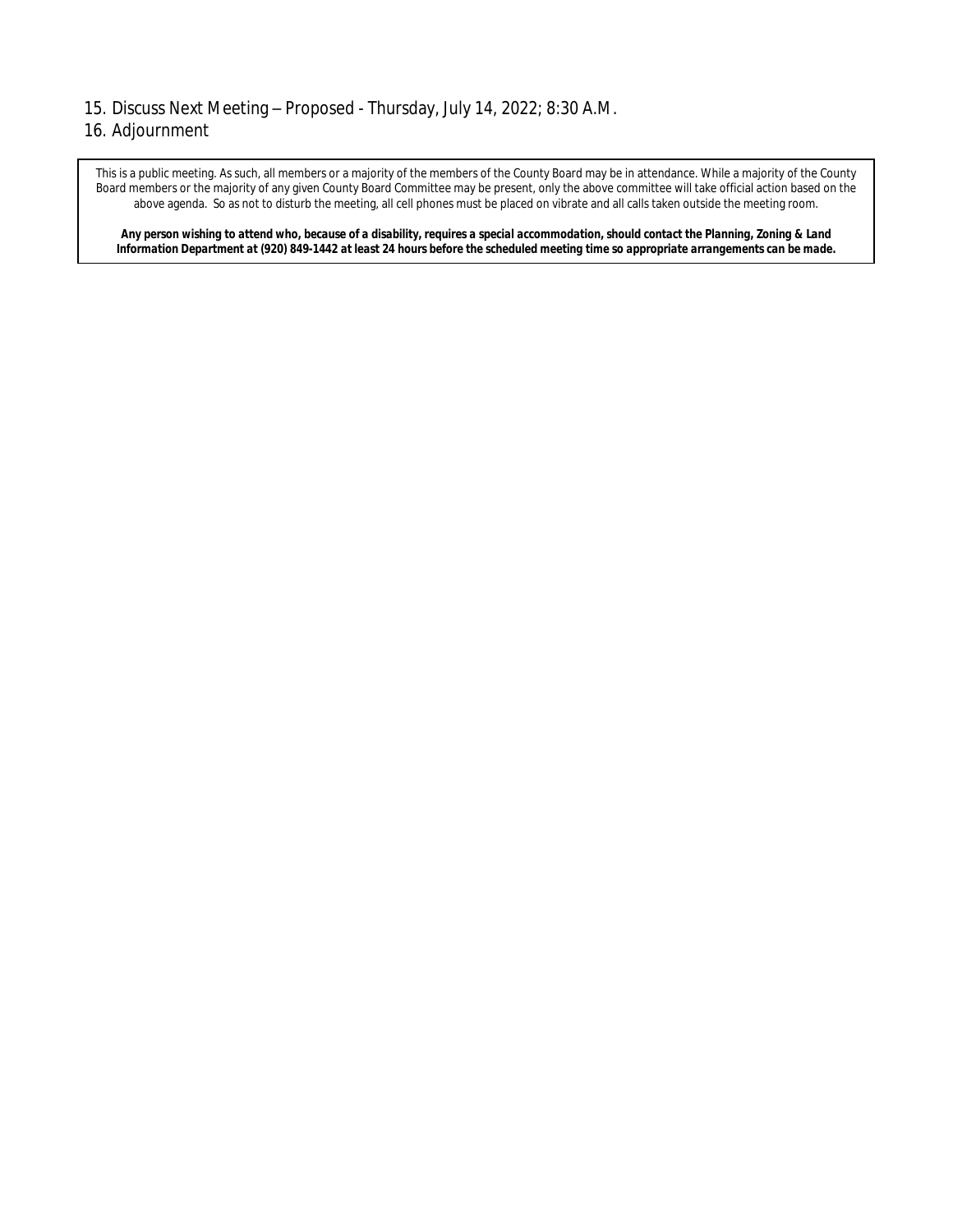15. Discuss Next Meeting – Proposed - Thursday, July 14, 2022; 8:30 A.M.
16. Adjournment

This is a public meeting. As such, all members or a majority of the members of the County Board may be in attendance. While a majority of the County Board members or the majority of any given County Board Committee may be present, only the above committee will take official action based on the above agenda. So as not to disturb the meeting, all cell phones must be placed on vibrate and all calls taken outside the meeting room.

***Any person wishing to attend who, because of a disability, requires a special accommodation, should contact the Planning, Zoning & Land Information Department at (920) 849-1442 at least 24 hours before the scheduled meeting time so appropriate arrangements can be made.***